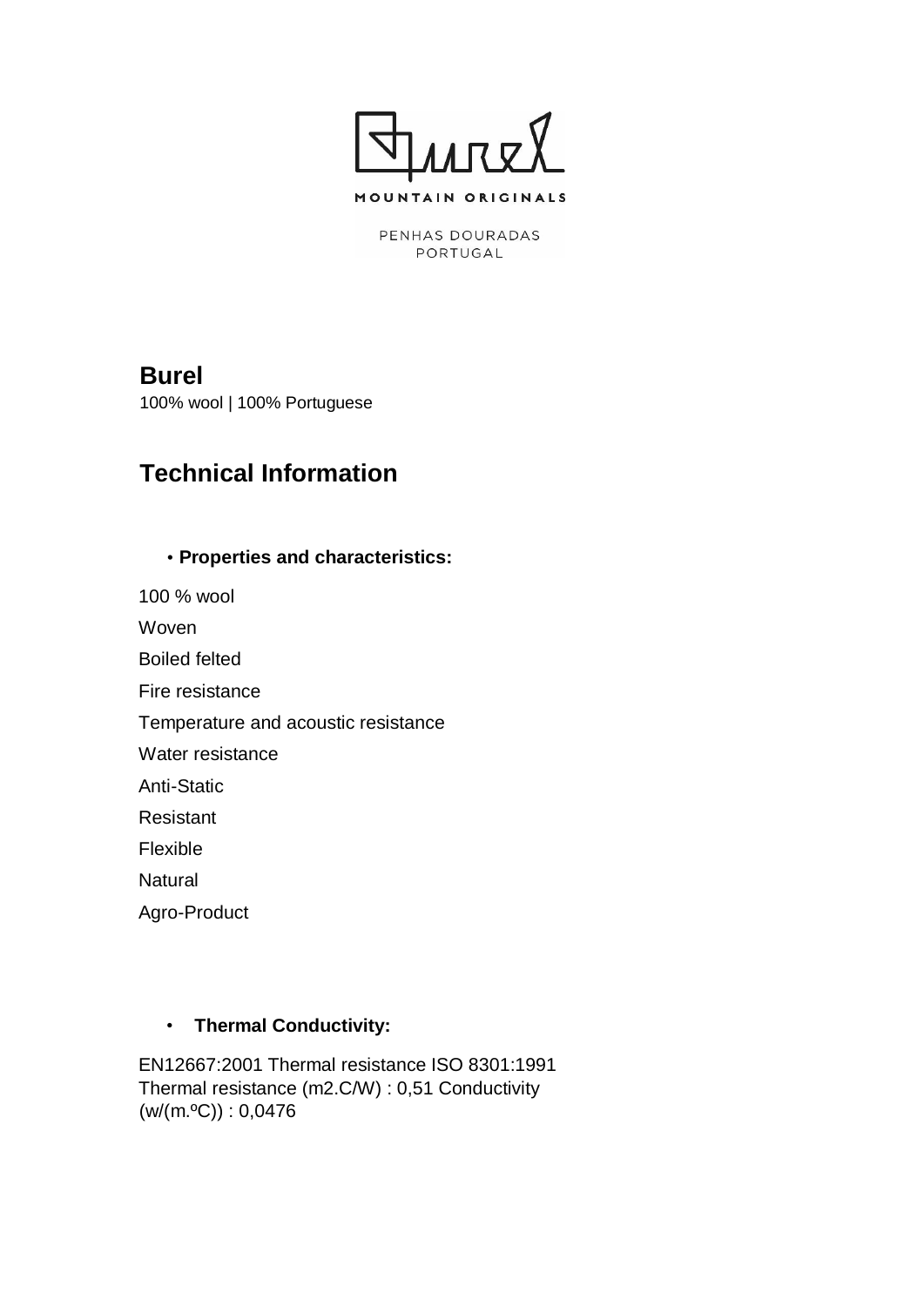MOUNTAIN ORIGINALS

PENHAS DOURADAS
PORTUGAL

## Burel

100% wool | 100% Portuguese

## Technical Information

- **Properties and characteristics:**

100 % wool

Woven

Boiled felted

Fire resistance

Temperature and acoustic resistance

Water resistance

Anti-Static

Resistant

Flexible

Natural

Agro-Product

- **Thermal Conductivity:**

EN12667:2001 Thermal resistance ISO 8301:1991 Thermal resistance (m2.C/W) : 0,51 Conductivity (w/(m.ºC)) : 0,0476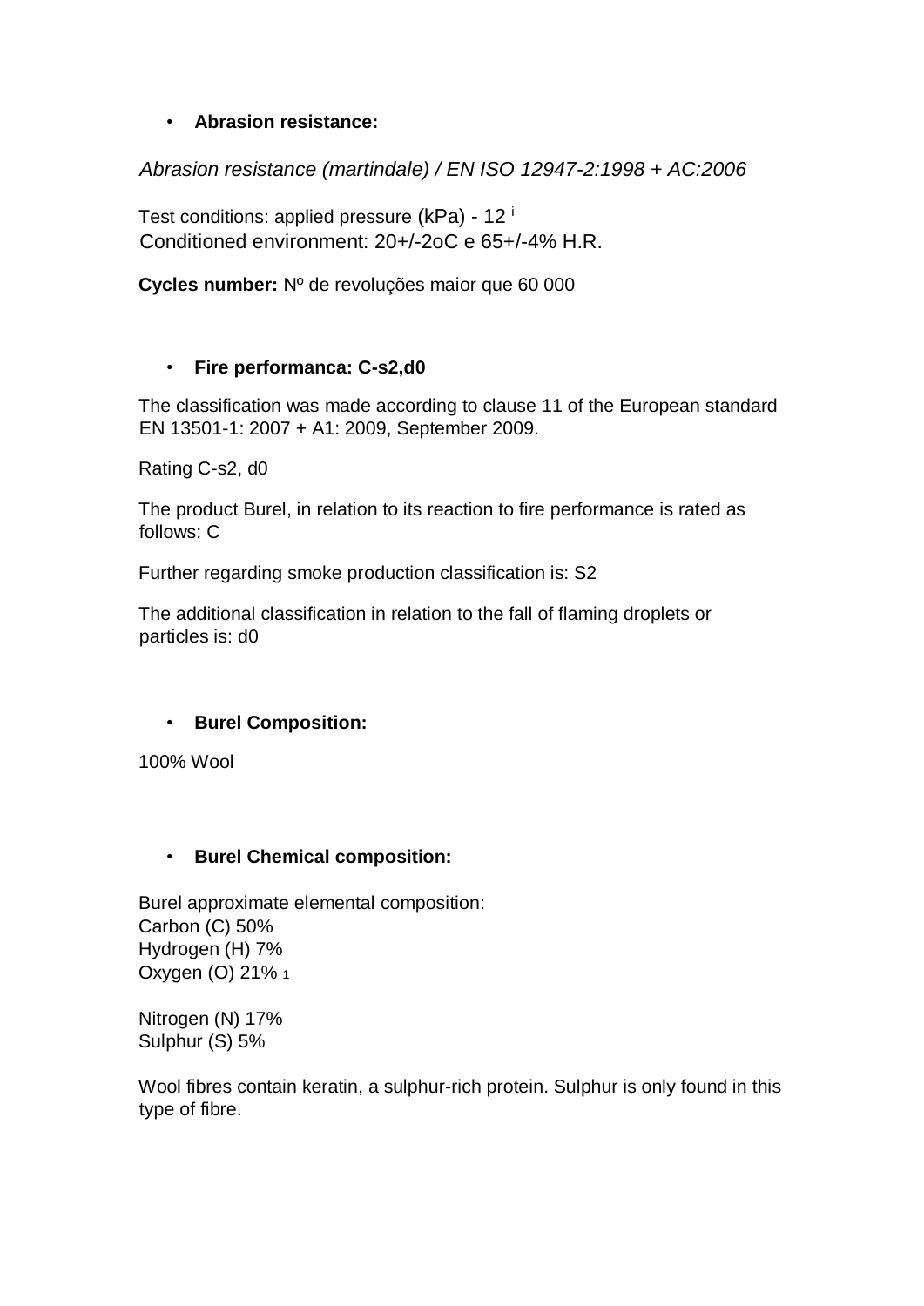- **Abrasion resistance:**

*Abrasion resistance (martindale) / EN ISO 12947-2:1998 + AC:2006*

Test conditions: applied pressure (kPa) - 12 [i]
Conditioned environment: 20+/-2oC e 65+/-4% H.R.

**Cycles number:** Nº de revoluções maior que 60 000

- **Fire performanca: C-s2,d0**

The classification was made according to clause 11 of the European standard EN 13501-1: 2007 + A1: 2009, September 2009.

Rating C-s2, d0

The product Burel, in relation to its reaction to fire performance is rated as follows: C

Further regarding smoke production classification is: S2

The additional classification in relation to the fall of flaming droplets or particles is: d0

- **Burel Composition:**

100% Wool

- **Burel Chemical composition:**

Burel approximate elemental composition:
Carbon (C) 50%
Hydrogen (H) 7%
Oxygen (O) 21% [1]

Nitrogen (N) 17%
Sulphur (S) 5%

Wool fibres contain keratin, a sulphur-rich protein. Sulphur is only found in this type of fibre.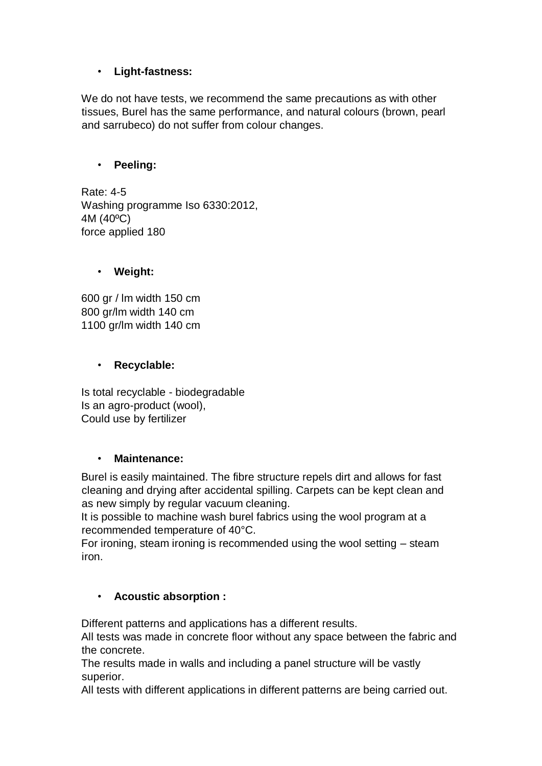- **Light-fastness:**

We do not have tests, we recommend the same precautions as with other tissues, Burel has the same performance, and natural colours (brown, pearl and sarrubeco) do not suffer from colour changes.

- **Peeling:**

Rate: 4-5
Washing programme Iso 6330:2012,
4M (40ºC)
force applied 180

- **Weight:**

600 gr / lm width 150 cm
800 gr/lm width 140 cm
1100 gr/lm width 140 cm

- **Recyclable:**

Is total recyclable - biodegradable
Is an agro-product (wool),
Could use by fertilizer

- **Maintenance:**

Burel is easily maintained. The fibre structure repels dirt and allows for fast cleaning and drying after accidental spilling. Carpets can be kept clean and as new simply by regular vacuum cleaning.
It is possible to machine wash burel fabrics using the wool program at a recommended temperature of 40°C.
For ironing, steam ironing is recommended using the wool setting – steam iron.

- **Acoustic absorption :**

Different patterns and applications has a different results.
All tests was made in concrete floor without any space between the fabric and the concrete.
The results made in walls and including a panel structure will be vastly superior.
All tests with different applications in different patterns are being carried out.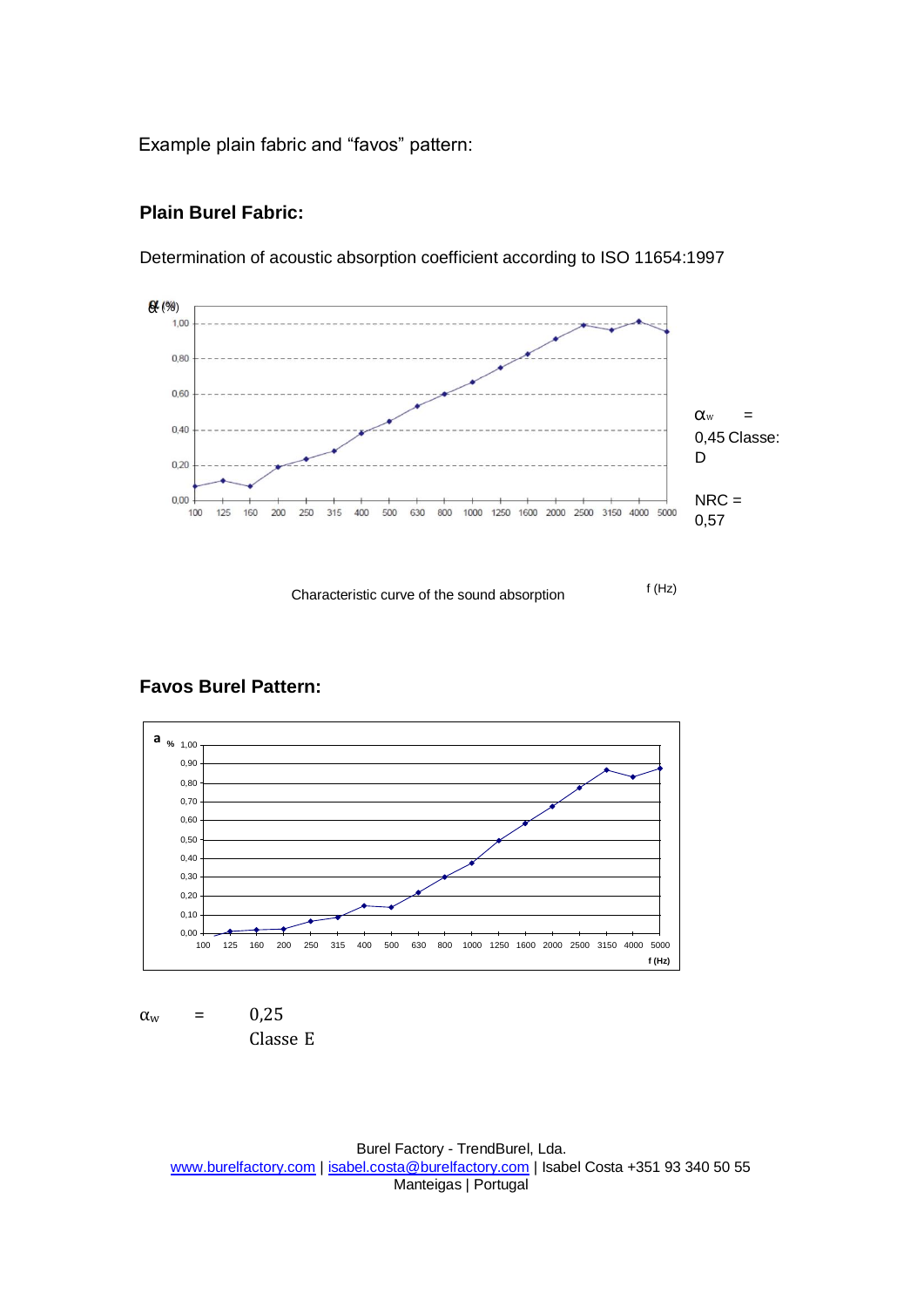Example plain fabric and "favos" pattern:

**Plain Burel Fabric:**

Determination of acoustic absorption coefficient according to ISO 11654:1997

α (%)
1,00
0,80
0,60
0,40
0,20
0,00
100 125 160 200 250 315 400 500 630 800 1000 1250 1600 2000 2500 3150 4000 5000

$\alpha_w$ = 0,45 Classe: D

NRC = 0,57

Characteristic curve of the sound absorption

f (Hz)

**Favos Burel Pattern:**

a %
1,00
0,90
0,80
0,70
0,60
0,50
0,40
0,30
0,20
0,10
0,00
100 125 160 200 250 315 400 500 630 800 1000 1250 1600 2000 2500 3150 4000 5000
f (Hz)

$\alpha_w$ = 0,25
Classe E

Burel Factory - TrendBurel, Lda.
www.burelfactory.com | isabel.costa@burelfactory.com | Isabel Costa +351 93 340 50 55
Manteigas | Portugal